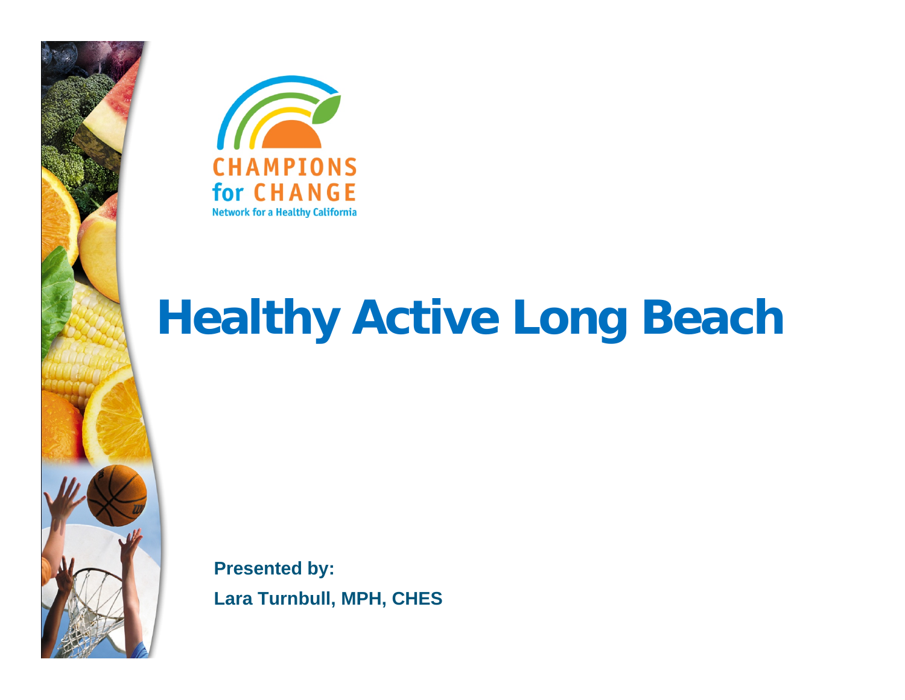CHAMPIONS for CHANGE

Network for a Healthy California

# Healthy Active Long Beach

**Presented by:**

**Lara Turnbull, MPH, CHES**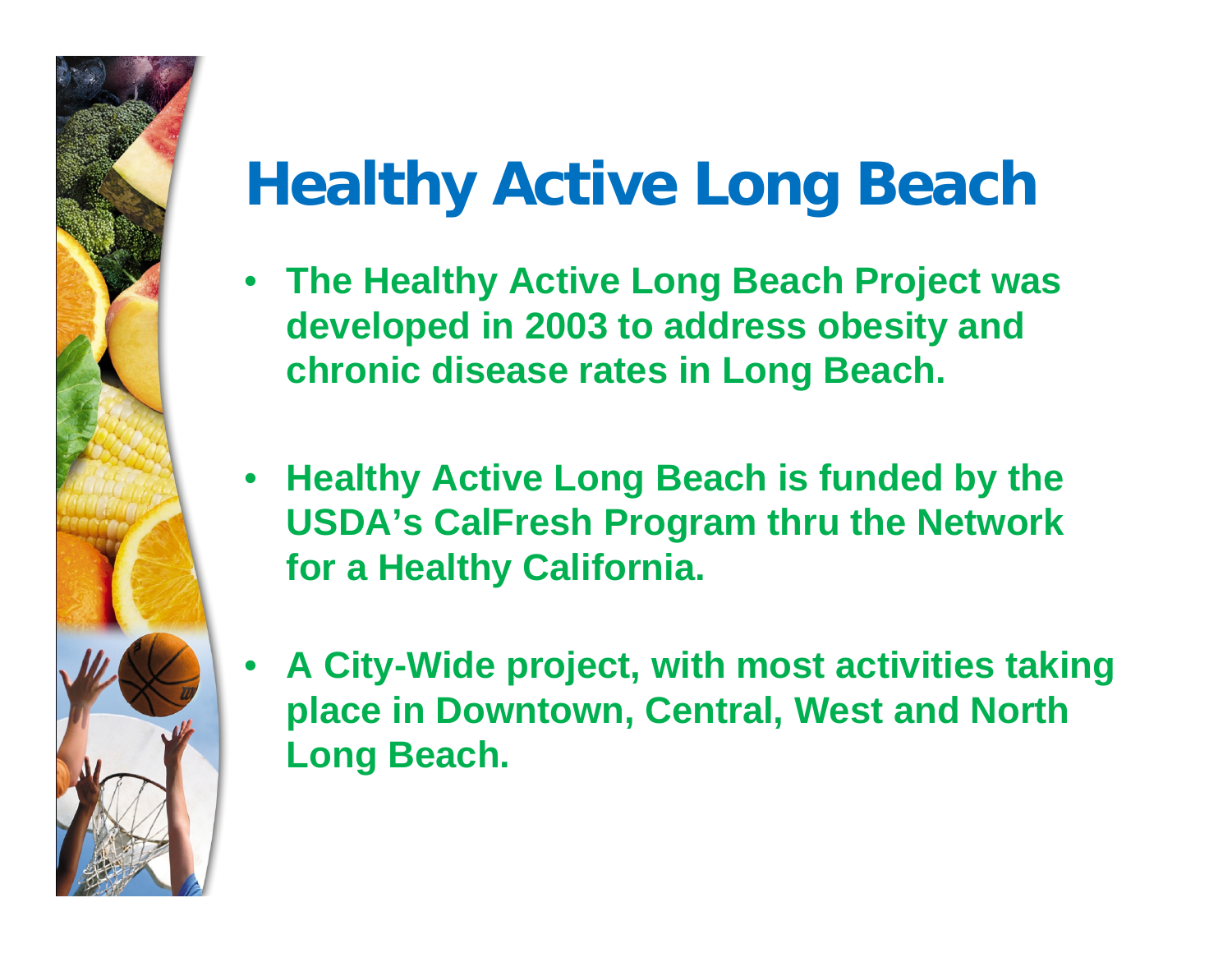# Healthy Active Long Beach

- **The Healthy Active Long Beach Project was developed in 2003 to address obesity and chronic disease rates in Long Beach.**
- **Healthy Active Long Beach is funded by the USDA's CalFresh Program thru the Network for a Healthy California.**
- **A City-Wide project, with most activities taking place in Downtown, Central, West and North Long Beach.**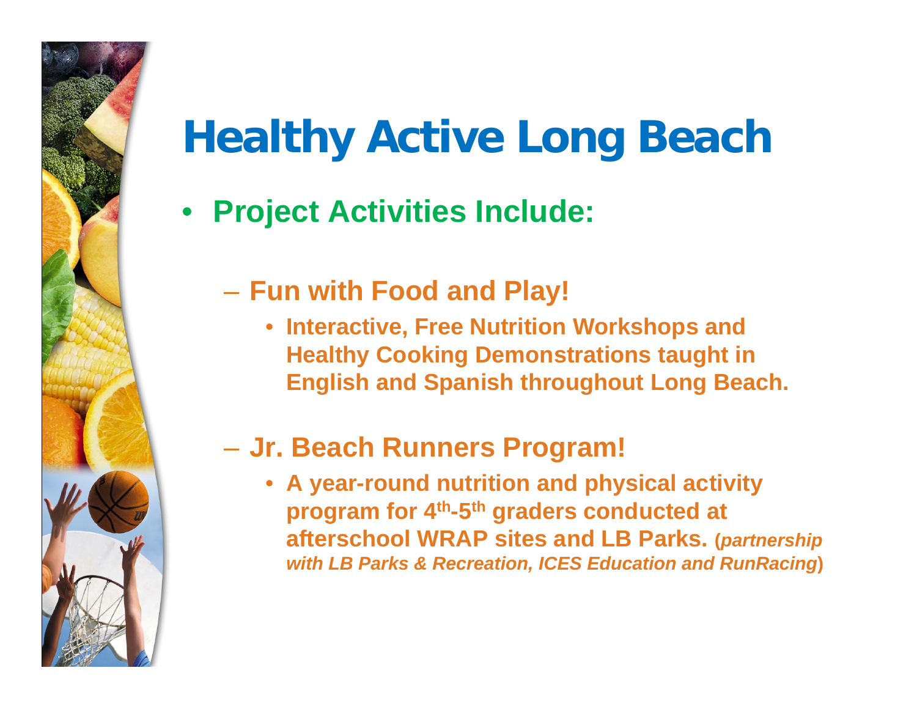# Healthy Active Long Beach

- **Project Activities Include:**
  - **Fun with Food and Play!**
    - **Interactive, Free Nutrition Workshops and Healthy Cooking Demonstrations taught in English and Spanish throughout Long Beach.**
  - **Jr. Beach Runners Program!**
    - **A year-round nutrition and physical activity program for 4th-5th graders conducted at afterschool WRAP sites and LB Parks. (*partnership with LB Parks & Recreation, ICES Education and RunRacing*)**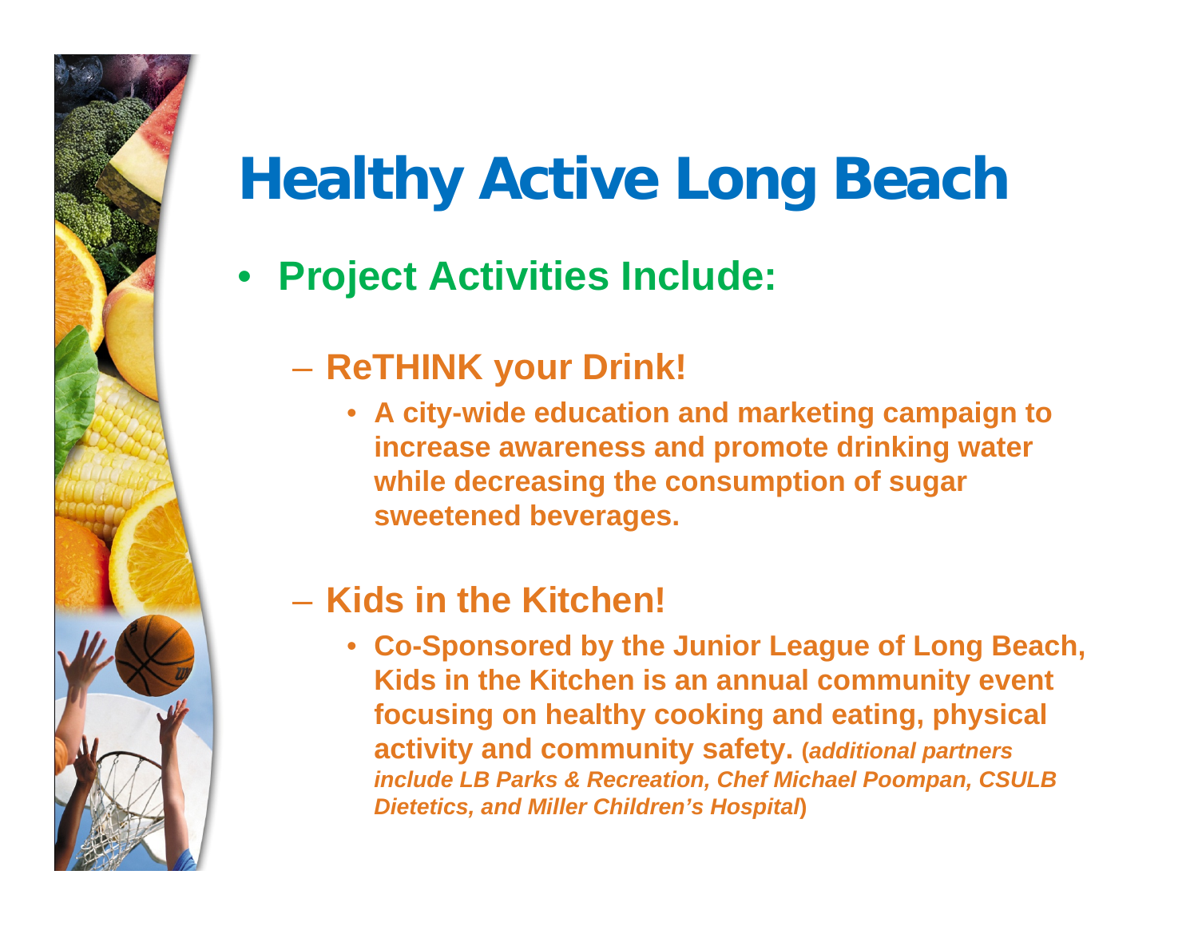# Healthy Active Long Beach

- **Project Activities Include:**
  - **ReTHINK your Drink!**
    - **A city-wide education and marketing campaign to increase awareness and promote drinking water while decreasing the consumption of sugar sweetened beverages.**
  - **Kids in the Kitchen!**
    - **Co-Sponsored by the Junior League of Long Beach, Kids in the Kitchen is an annual community event focusing on healthy cooking and eating, physical activity and community safety.** (***additional partners include LB Parks & Recreation, Chef Michael Poompan, CSULB Dietetics, and Miller Children's Hospital***)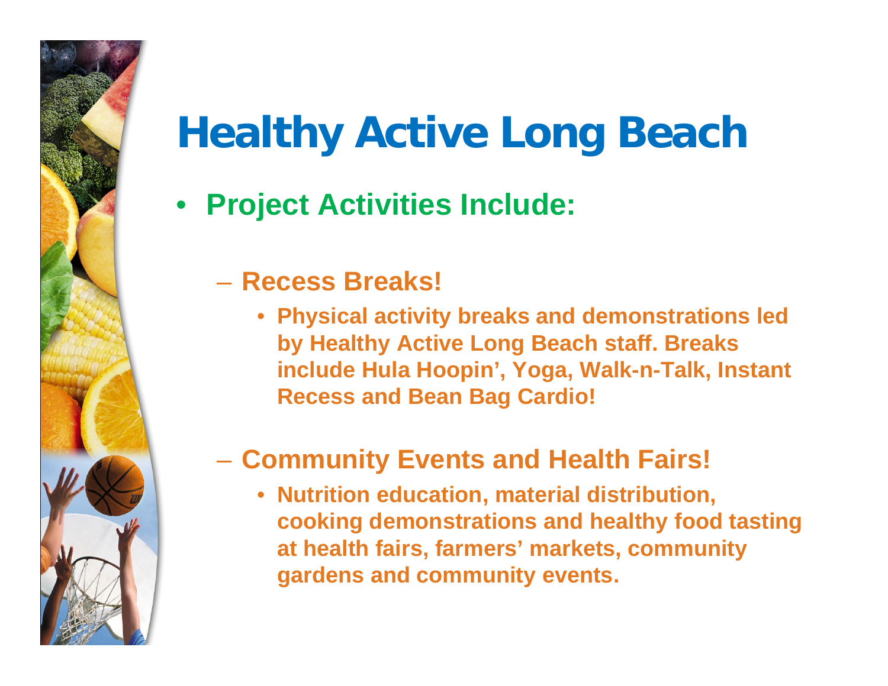# Healthy Active Long Beach

- **Project Activities Include:**
  - **Recess Breaks!**
    - **Physical activity breaks and demonstrations led by Healthy Active Long Beach staff. Breaks include Hula Hoopin', Yoga, Walk-n-Talk, Instant Recess and Bean Bag Cardio!**
  - **Community Events and Health Fairs!**
    - **Nutrition education, material distribution, cooking demonstrations and healthy food tasting at health fairs, farmers' markets, community gardens and community events.**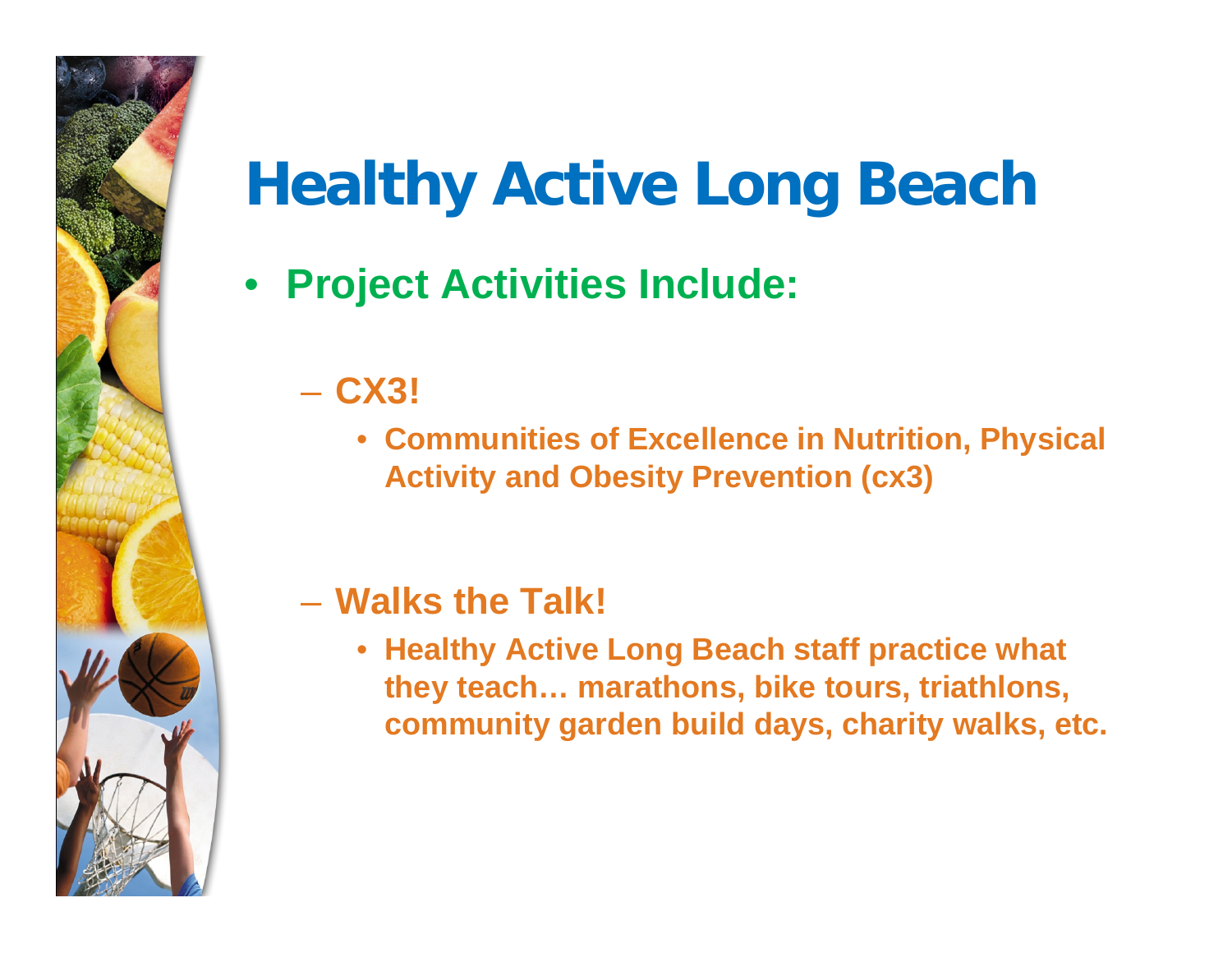# Healthy Active Long Beach

- **Project Activities Include:**
  - **CX3!**
    - **Communities of Excellence in Nutrition, Physical Activity and Obesity Prevention (cx3)**
  - **Walks the Talk!**
    - **Healthy Active Long Beach staff practice what they teach… marathons, bike tours, triathlons, community garden build days, charity walks, etc.**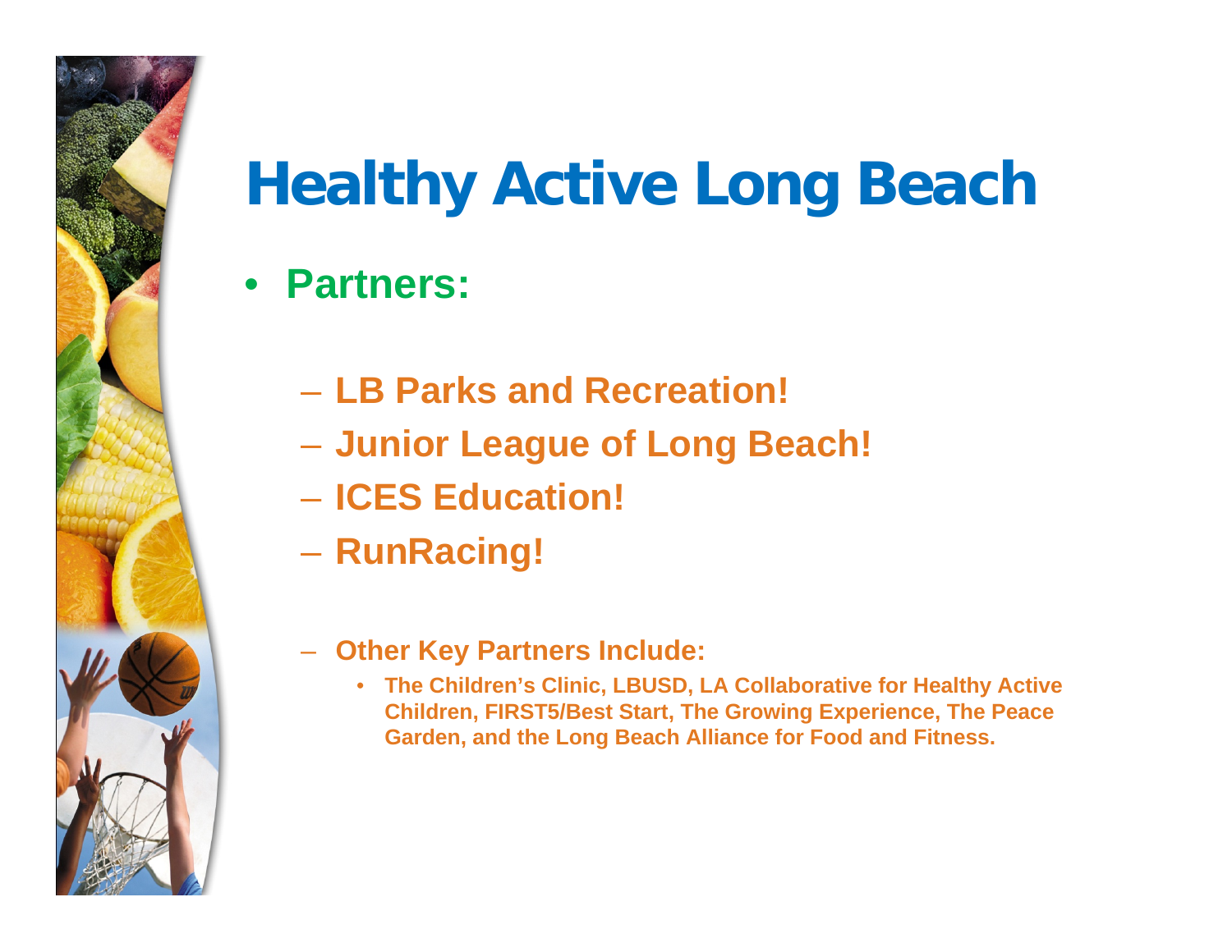# Healthy Active Long Beach

- **Partners:**
  - **LB Parks and Recreation!**
  - **Junior League of Long Beach!**
  - **ICES Education!**
  - **RunRacing!**
  - **Other Key Partners Include:**
    - **The Children's Clinic, LBUSD, LA Collaborative for Healthy Active Children, FIRST5/Best Start, The Growing Experience, The Peace Garden, and the Long Beach Alliance for Food and Fitness.**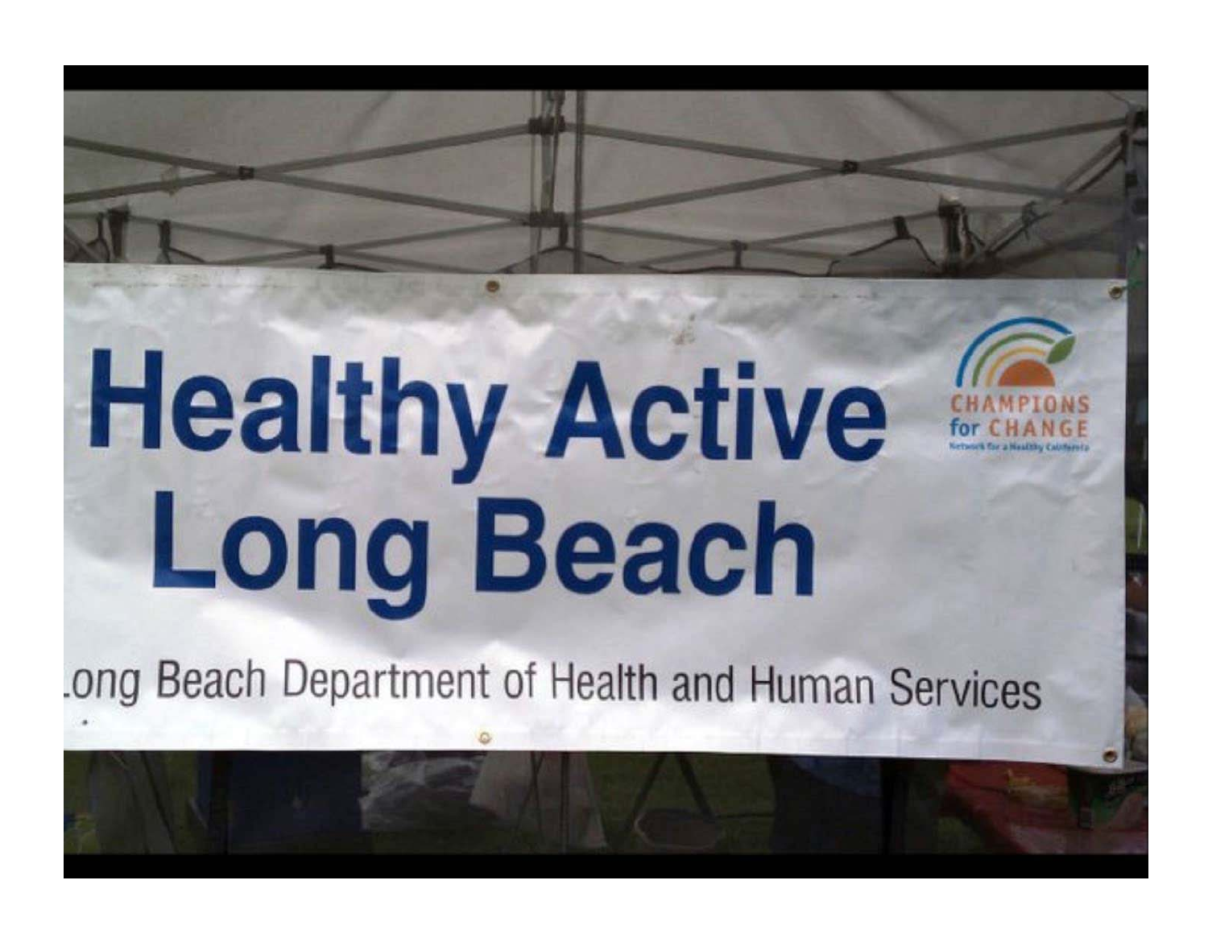# Healthy Active Long Beach

CHAMPIONS for CHANGE

Network for a Healthy California

Long Beach Department of Health and Human Services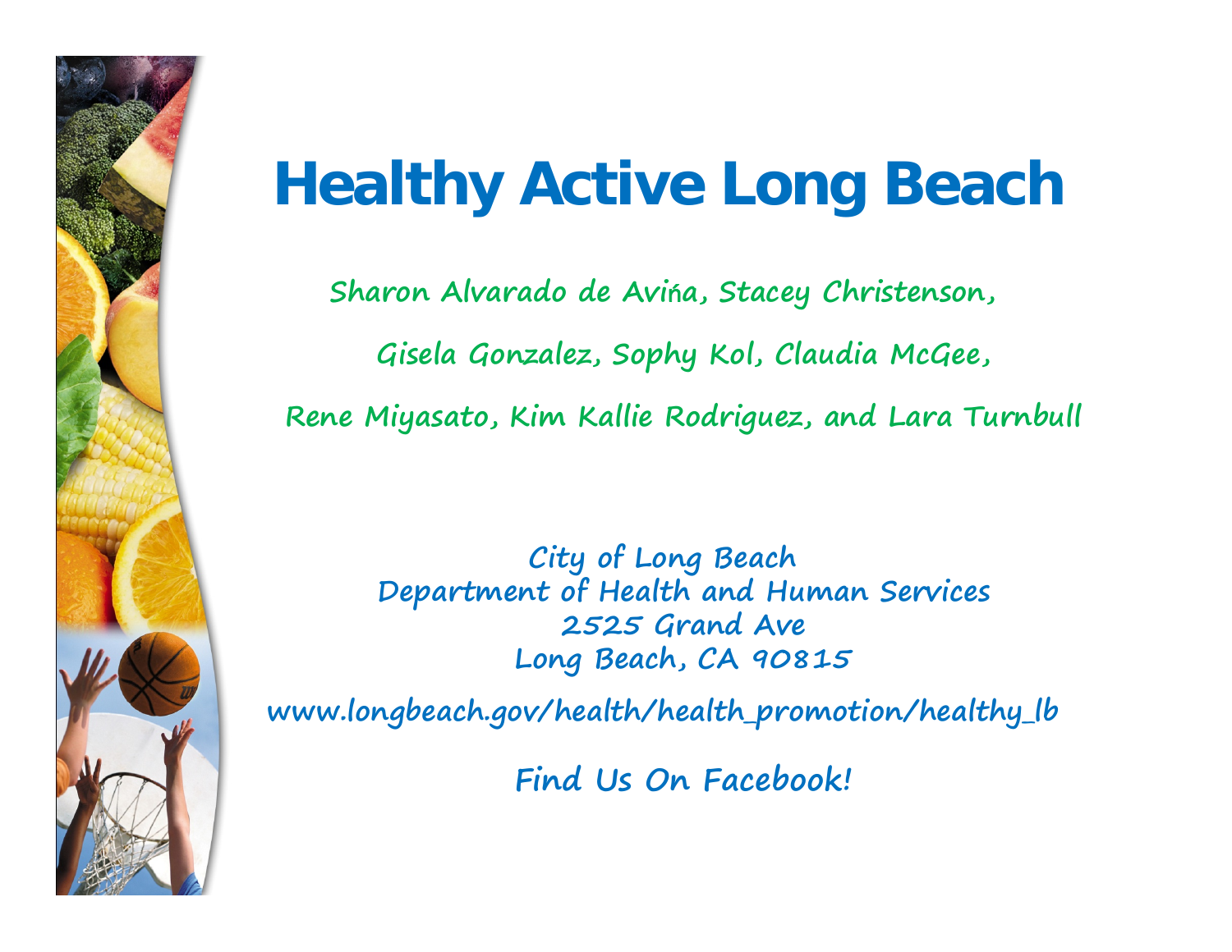# Healthy Active Long Beach

Sharon Alvarado de Avińa, Stacey Christenson,

Gisela Gonzalez, Sophy Kol, Claudia McGee,

Rene Miyasato, Kim Kallie Rodriguez, and Lara Turnbull

City of Long Beach
Department of Health and Human Services
2525 Grand Ave
Long Beach, CA 90815

www.longbeach.gov/health/health_promotion/healthy_lb

Find Us On Facebook!